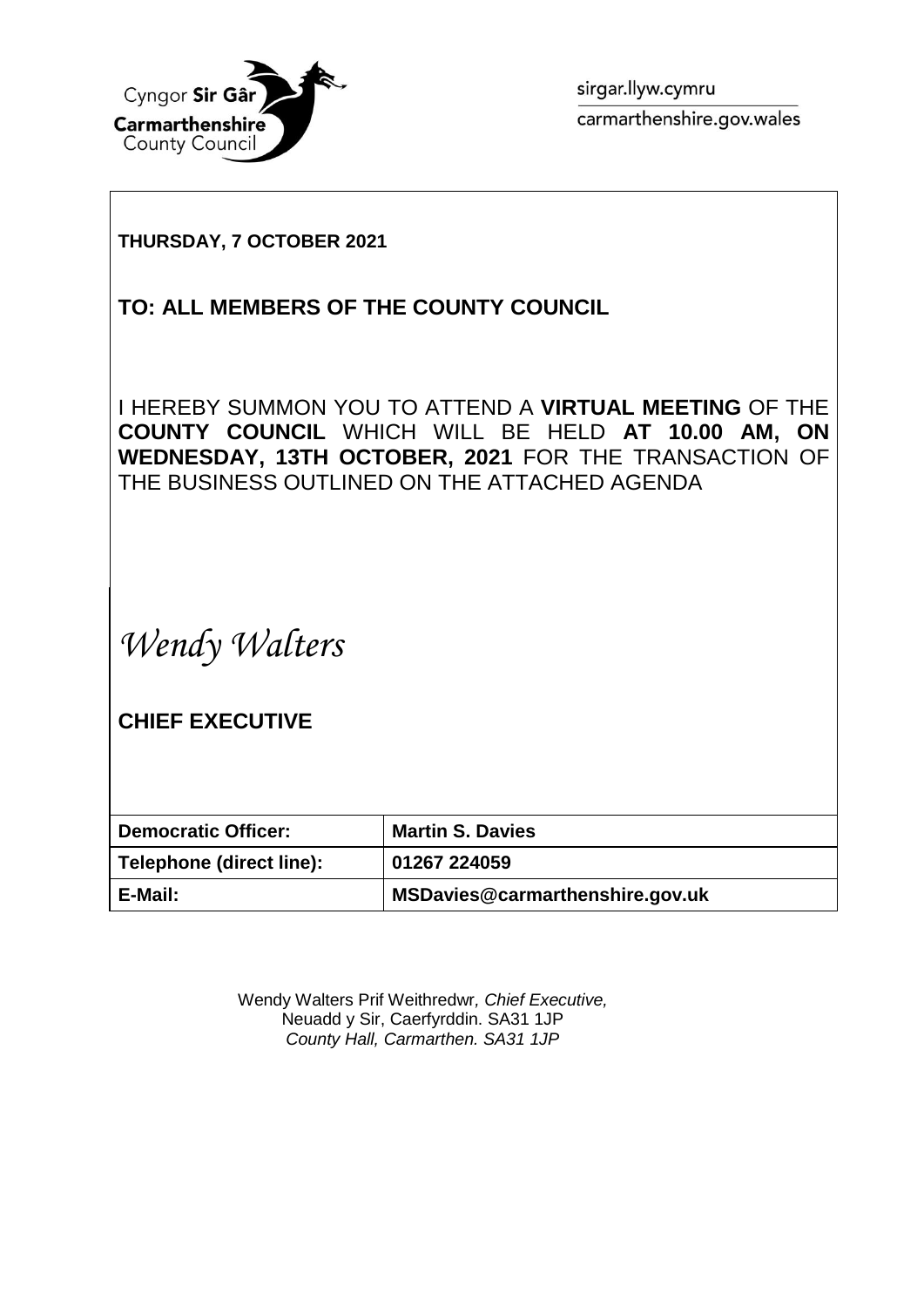Cyngor **Sir Gâr**
**Carmarthenshire**
County Council

sirgar.llyw.cymru
carmarthenshire.gov.wales

**THURSDAY, 7 OCTOBER 2021**

**TO: ALL MEMBERS OF THE COUNTY COUNCIL**

I HEREBY SUMMON YOU TO ATTEND A **VIRTUAL MEETING** OF THE **COUNTY COUNCIL** WHICH WILL BE HELD **AT 10.00 AM, ON WEDNESDAY, 13TH OCTOBER, 2021** FOR THE TRANSACTION OF THE BUSINESS OUTLINED ON THE ATTACHED AGENDA

*Wendy Walters*

**CHIEF EXECUTIVE**

| **Democratic Officer:** | **Martin S. Davies** |
|---|---|
| **Telephone (direct line):** | **01267 224059** |
| **E-Mail:** | **MSDavies@carmarthenshire.gov.uk** |

Wendy Walters Prif Weithredwr, *Chief Executive,*
Neuadd y Sir, Caerfyrddin. SA31 1JP
*County Hall, Carmarthen. SA31 1JP*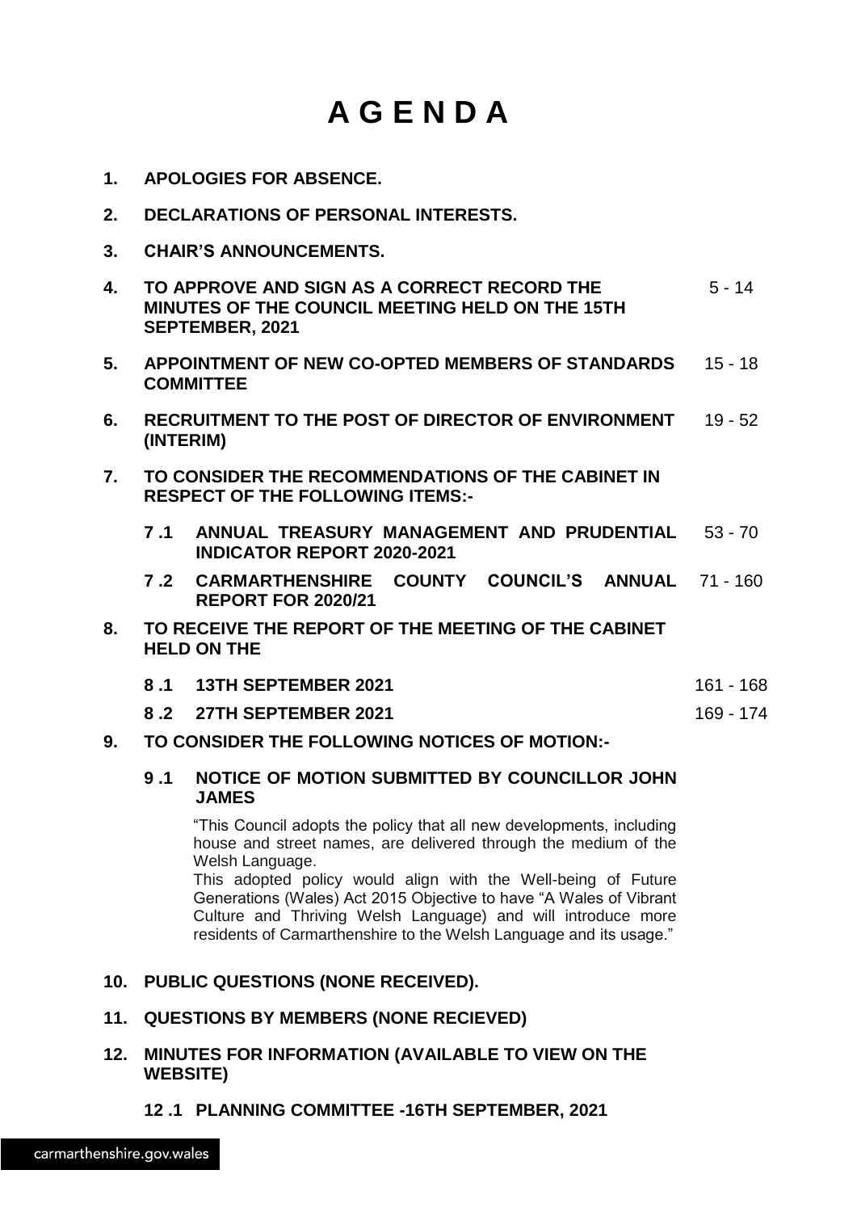# A G E N D A

1. **APOLOGIES FOR ABSENCE.**
2. **DECLARATIONS OF PERSONAL INTERESTS.**
3. **CHAIR'S ANNOUNCEMENTS.**
4. **TO APPROVE AND SIGN AS A CORRECT RECORD THE MINUTES OF THE COUNCIL MEETING HELD ON THE 15TH SEPTEMBER, 2021** — 5 - 14
5. **APPOINTMENT OF NEW CO-OPTED MEMBERS OF STANDARDS COMMITTEE** — 15 - 18
6. **RECRUITMENT TO THE POST OF DIRECTOR OF ENVIRONMENT (INTERIM)** — 19 - 52
7. **TO CONSIDER THE RECOMMENDATIONS OF THE CABINET IN RESPECT OF THE FOLLOWING ITEMS:-**
   - **7 .1 ANNUAL TREASURY MANAGEMENT AND PRUDENTIAL INDICATOR REPORT 2020-2021** — 53 - 70
   - **7 .2 CARMARTHENSHIRE COUNTY COUNCIL'S ANNUAL REPORT FOR 2020/21** — 71 - 160
8. **TO RECEIVE THE REPORT OF THE MEETING OF THE CABINET HELD ON THE**
   - **8 .1 13TH SEPTEMBER 2021** — 161 - 168
   - **8 .2 27TH SEPTEMBER 2021** — 169 - 174
9. **TO CONSIDER THE FOLLOWING NOTICES OF MOTION:-**
   - **9 .1 NOTICE OF MOTION SUBMITTED BY COUNCILLOR JOHN JAMES**

     "This Council adopts the policy that all new developments, including house and street names, are delivered through the medium of the Welsh Language.
     This adopted policy would align with the Well-being of Future Generations (Wales) Act 2015 Objective to have "A Wales of Vibrant Culture and Thriving Welsh Language) and will introduce more residents of Carmarthenshire to the Welsh Language and its usage."
10. **PUBLIC QUESTIONS (NONE RECEIVED).**
11. **QUESTIONS BY MEMBERS (NONE RECIEVED)**
12. **MINUTES FOR INFORMATION (AVAILABLE TO VIEW ON THE WEBSITE)**
    - **12 .1 PLANNING COMMITTEE -16TH SEPTEMBER, 2021**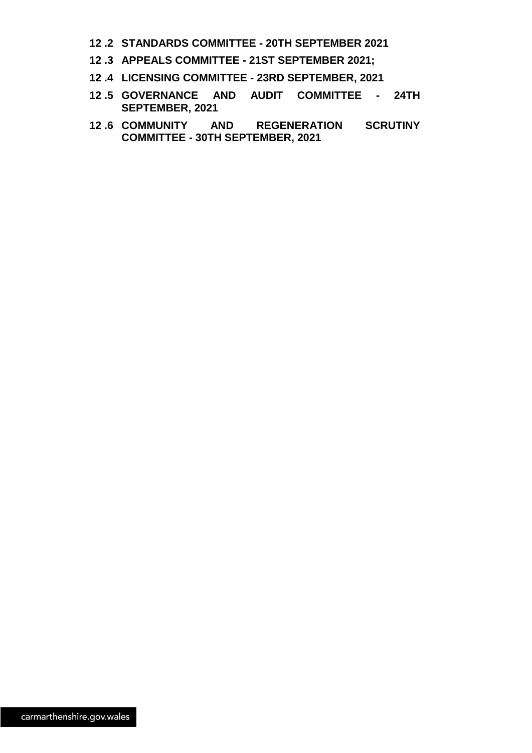**12 .2 STANDARDS COMMITTEE - 20TH SEPTEMBER 2021**

**12 .3 APPEALS COMMITTEE - 21ST SEPTEMBER 2021;**

**12 .4 LICENSING COMMITTEE - 23RD SEPTEMBER, 2021**

**12 .5 GOVERNANCE AND AUDIT COMMITTEE - 24TH SEPTEMBER, 2021**

**12 .6 COMMUNITY AND REGENERATION SCRUTINY COMMITTEE - 30TH SEPTEMBER, 2021**